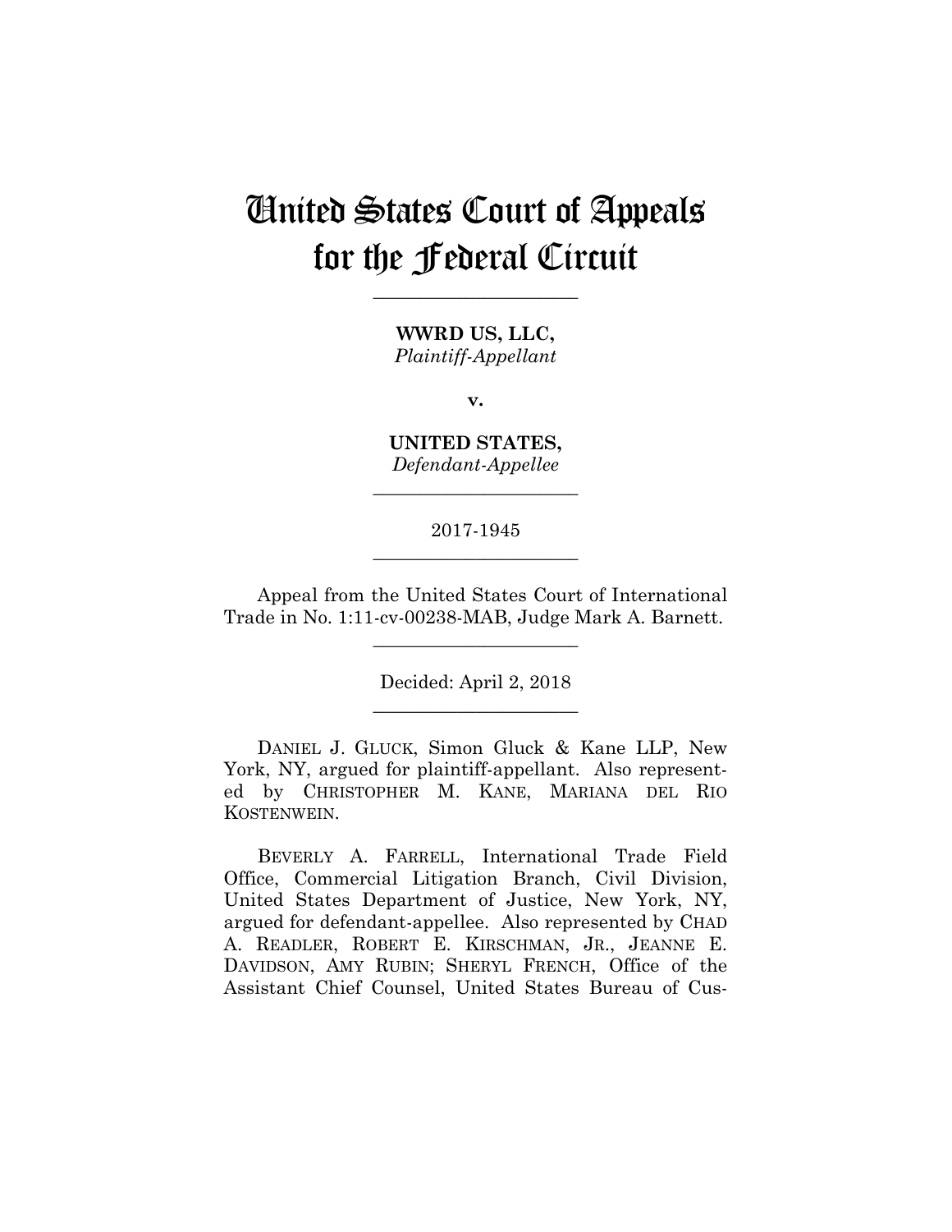# United States Court of Appeals for the Federal Circuit

______________________

**WWRD US, LLC,**
*Plaintiff-Appellant*

**v.**

**UNITED STATES,**
*Defendant-Appellee*

______________________

2017-1945

______________________

Appeal from the United States Court of International Trade in No. 1:11-cv-00238-MAB, Judge Mark A. Barnett.

______________________

Decided: April 2, 2018

______________________

DANIEL J. GLUCK, Simon Gluck & Kane LLP, New York, NY, argued for plaintiff-appellant. Also represented by CHRISTOPHER M. KANE, MARIANA DEL RIO KOSTENWEIN.

BEVERLY A. FARRELL, International Trade Field Office, Commercial Litigation Branch, Civil Division, United States Department of Justice, New York, NY, argued for defendant-appellee. Also represented by CHAD A. READLER, ROBERT E. KIRSCHMAN, JR., JEANNE E. DAVIDSON, AMY RUBIN; SHERYL FRENCH, Office of the Assistant Chief Counsel, United States Bureau of Cus-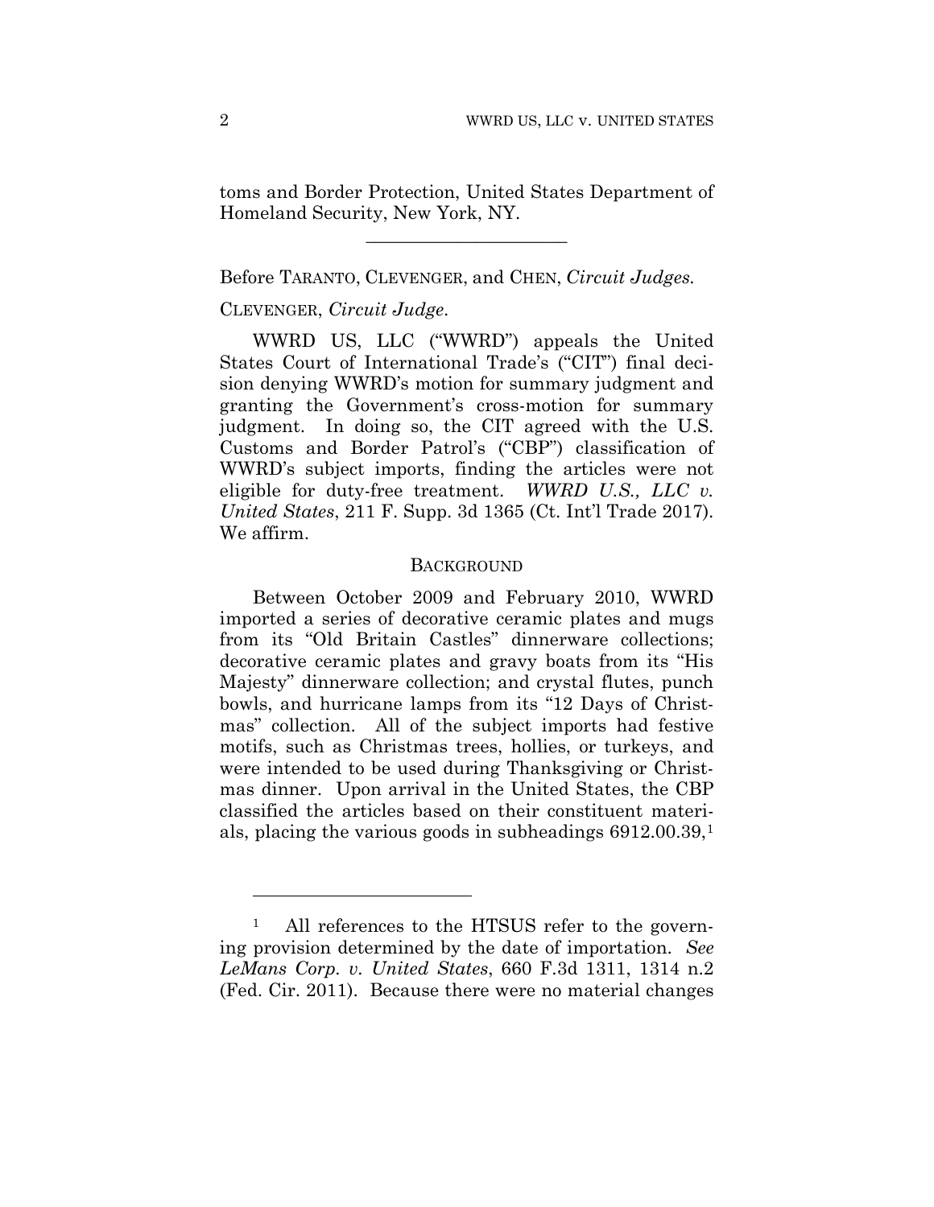toms and Border Protection, United States Department of Homeland Security, New York, NY.

______________________

Before TARANTO, CLEVENGER, and CHEN, *Circuit Judges.*

CLEVENGER, *Circuit Judge*.

WWRD US, LLC ("WWRD") appeals the United States Court of International Trade's ("CIT") final decision denying WWRD's motion for summary judgment and granting the Government's cross-motion for summary judgment. In doing so, the CIT agreed with the U.S. Customs and Border Patrol's ("CBP") classification of WWRD's subject imports, finding the articles were not eligible for duty-free treatment. *WWRD U.S., LLC v. United States*, 211 F. Supp. 3d 1365 (Ct. Int'l Trade 2017). We affirm.

## BACKGROUND

Between October 2009 and February 2010, WWRD imported a series of decorative ceramic plates and mugs from its "Old Britain Castles" dinnerware collections; decorative ceramic plates and gravy boats from its "His Majesty" dinnerware collection; and crystal flutes, punch bowls, and hurricane lamps from its "12 Days of Christmas" collection. All of the subject imports had festive motifs, such as Christmas trees, hollies, or turkeys, and were intended to be used during Thanksgiving or Christmas dinner. Upon arrival in the United States, the CBP classified the articles based on their constituent materials, placing the various goods in subheadings 6912.00.39,[1]

---

[1] All references to the HTSUS refer to the governing provision determined by the date of importation. *See LeMans Corp. v. United States*, 660 F.3d 1311, 1314 n.2 (Fed. Cir. 2011). Because there were no material changes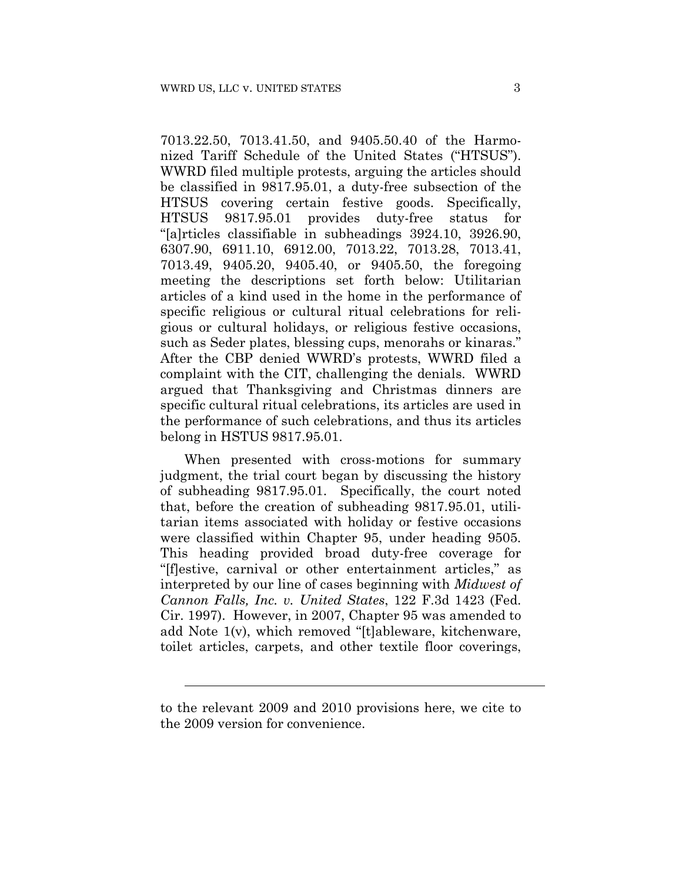7013.22.50, 7013.41.50, and 9405.50.40 of the Harmonized Tariff Schedule of the United States ("HTSUS"). WWRD filed multiple protests, arguing the articles should be classified in 9817.95.01, a duty-free subsection of the HTSUS covering certain festive goods. Specifically, HTSUS 9817.95.01 provides duty-free status for "[a]rticles classifiable in subheadings 3924.10, 3926.90, 6307.90, 6911.10, 6912.00, 7013.22, 7013.28, 7013.41, 7013.49, 9405.20, 9405.40, or 9405.50, the foregoing meeting the descriptions set forth below: Utilitarian articles of a kind used in the home in the performance of specific religious or cultural ritual celebrations for religious or cultural holidays, or religious festive occasions, such as Seder plates, blessing cups, menorahs or kinaras." After the CBP denied WWRD's protests, WWRD filed a complaint with the CIT, challenging the denials. WWRD argued that Thanksgiving and Christmas dinners are specific cultural ritual celebrations, its articles are used in the performance of such celebrations, and thus its articles belong in HSTUS 9817.95.01.

When presented with cross-motions for summary judgment, the trial court began by discussing the history of subheading 9817.95.01. Specifically, the court noted that, before the creation of subheading 9817.95.01, utilitarian items associated with holiday or festive occasions were classified within Chapter 95, under heading 9505. This heading provided broad duty-free coverage for "[f]estive, carnival or other entertainment articles," as interpreted by our line of cases beginning with *Midwest of Cannon Falls, Inc. v. United States*, 122 F.3d 1423 (Fed. Cir. 1997). However, in 2007, Chapter 95 was amended to add Note 1(v), which removed "[t]ableware, kitchenware, toilet articles, carpets, and other textile floor coverings,

---

to the relevant 2009 and 2010 provisions here, we cite to the 2009 version for convenience.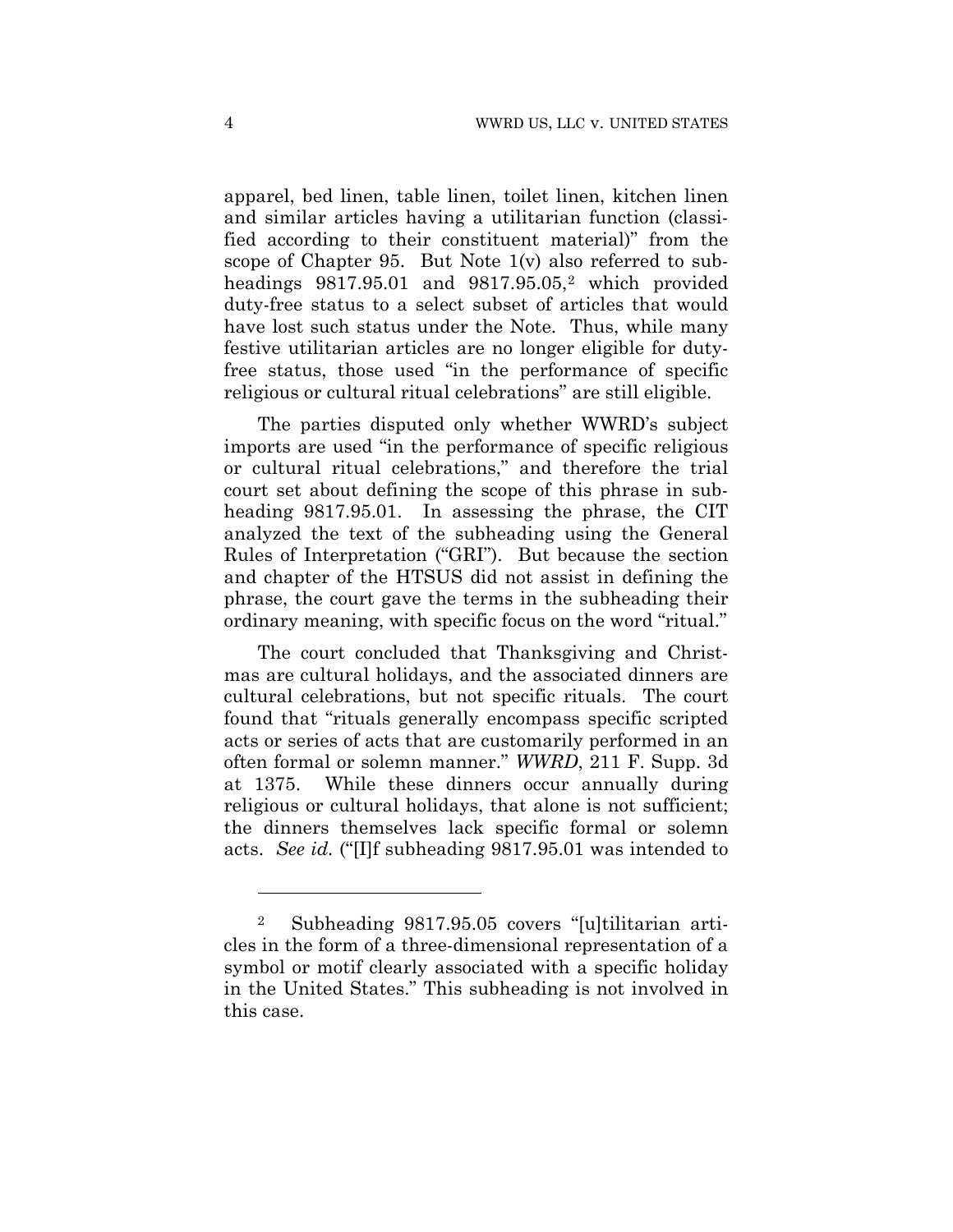apparel, bed linen, table linen, toilet linen, kitchen linen and similar articles having a utilitarian function (classified according to their constituent material)" from the scope of Chapter 95. But Note 1(v) also referred to subheadings 9817.95.01 and 9817.95.05,[2] which provided duty-free status to a select subset of articles that would have lost such status under the Note. Thus, while many festive utilitarian articles are no longer eligible for duty-free status, those used "in the performance of specific religious or cultural ritual celebrations" are still eligible.

The parties disputed only whether WWRD's subject imports are used "in the performance of specific religious or cultural ritual celebrations," and therefore the trial court set about defining the scope of this phrase in subheading 9817.95.01. In assessing the phrase, the CIT analyzed the text of the subheading using the General Rules of Interpretation ("GRI"). But because the section and chapter of the HTSUS did not assist in defining the phrase, the court gave the terms in the subheading their ordinary meaning, with specific focus on the word "ritual."

The court concluded that Thanksgiving and Christmas are cultural holidays, and the associated dinners are cultural celebrations, but not specific rituals. The court found that "rituals generally encompass specific scripted acts or series of acts that are customarily performed in an often formal or solemn manner." *WWRD*, 211 F. Supp. 3d at 1375. While these dinners occur annually during religious or cultural holidays, that alone is not sufficient; the dinners themselves lack specific formal or solemn acts. *See id.* ("[I]f subheading 9817.95.01 was intended to

---

[2] Subheading 9817.95.05 covers "[u]tilitarian articles in the form of a three-dimensional representation of a symbol or motif clearly associated with a specific holiday in the United States." This subheading is not involved in this case.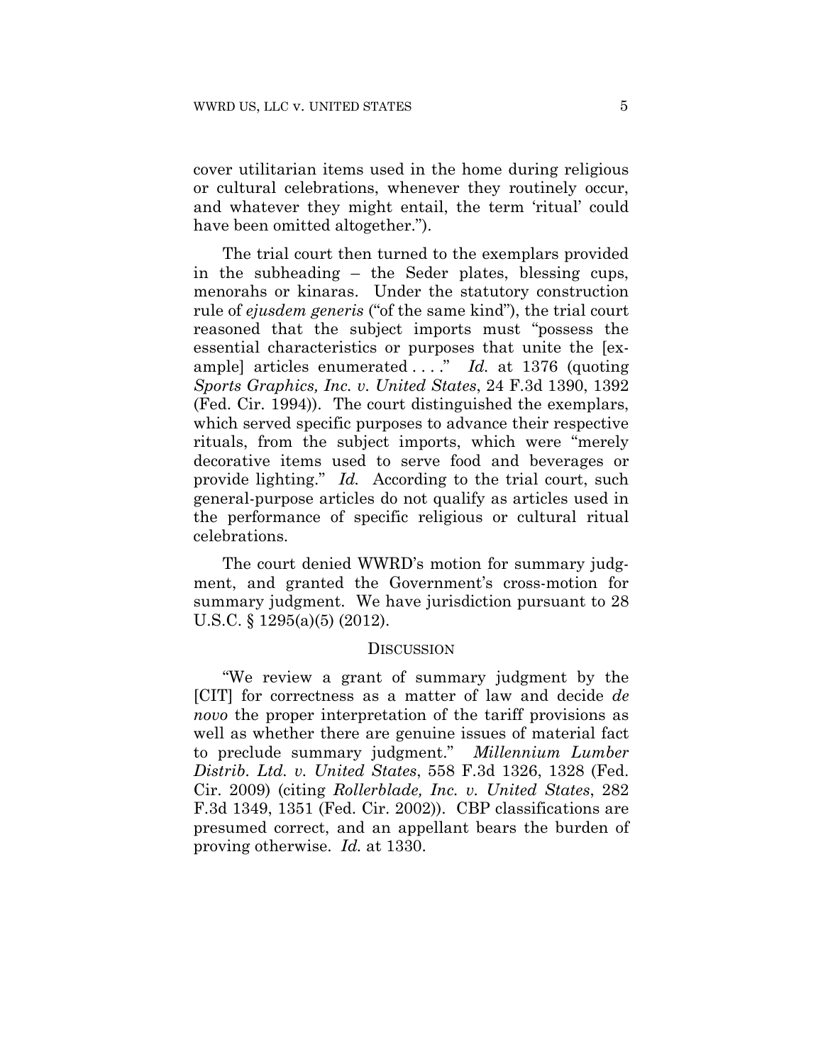cover utilitarian items used in the home during religious or cultural celebrations, whenever they routinely occur, and whatever they might entail, the term 'ritual' could have been omitted altogether.").

The trial court then turned to the exemplars provided in the subheading – the Seder plates, blessing cups, menorahs or kinaras. Under the statutory construction rule of *ejusdem generis* ("of the same kind"), the trial court reasoned that the subject imports must "possess the essential characteristics or purposes that unite the [example] articles enumerated . . . ." *Id.* at 1376 (quoting *Sports Graphics, Inc. v. United States*, 24 F.3d 1390, 1392 (Fed. Cir. 1994)). The court distinguished the exemplars, which served specific purposes to advance their respective rituals, from the subject imports, which were "merely decorative items used to serve food and beverages or provide lighting." *Id.* According to the trial court, such general-purpose articles do not qualify as articles used in the performance of specific religious or cultural ritual celebrations.

The court denied WWRD's motion for summary judgment, and granted the Government's cross-motion for summary judgment. We have jurisdiction pursuant to 28 U.S.C. § 1295(a)(5) (2012).

## DISCUSSION

"We review a grant of summary judgment by the [CIT] for correctness as a matter of law and decide *de novo* the proper interpretation of the tariff provisions as well as whether there are genuine issues of material fact to preclude summary judgment." *Millennium Lumber Distrib. Ltd. v. United States*, 558 F.3d 1326, 1328 (Fed. Cir. 2009) (citing *Rollerblade, Inc. v. United States*, 282 F.3d 1349, 1351 (Fed. Cir. 2002)). CBP classifications are presumed correct, and an appellant bears the burden of proving otherwise. *Id.* at 1330.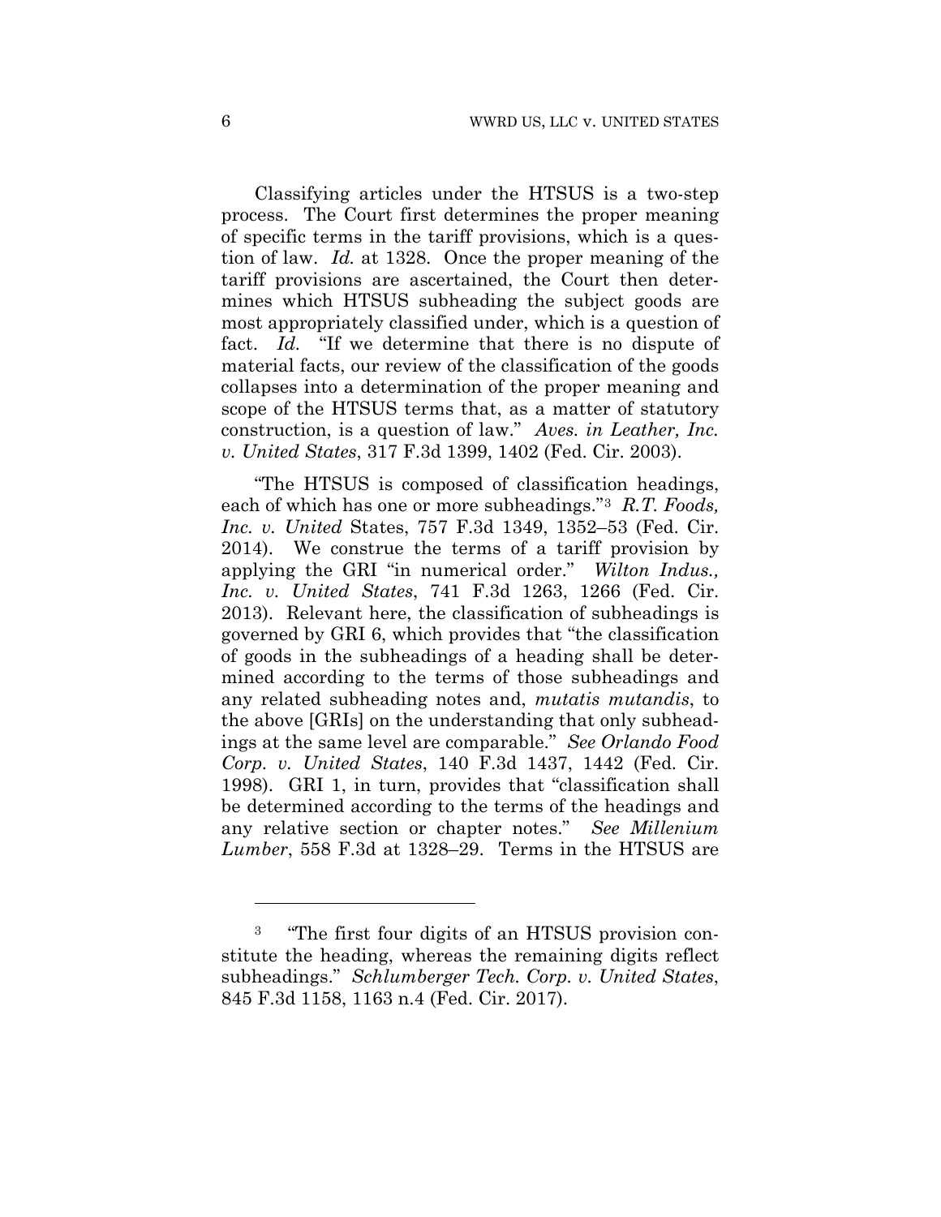Classifying articles under the HTSUS is a two-step process. The Court first determines the proper meaning of specific terms in the tariff provisions, which is a question of law. *Id.* at 1328. Once the proper meaning of the tariff provisions are ascertained, the Court then determines which HTSUS subheading the subject goods are most appropriately classified under, which is a question of fact. *Id.* "If we determine that there is no dispute of material facts, our review of the classification of the goods collapses into a determination of the proper meaning and scope of the HTSUS terms that, as a matter of statutory construction, is a question of law." *Aves. in Leather, Inc. v. United States*, 317 F.3d 1399, 1402 (Fed. Cir. 2003).

"The HTSUS is composed of classification headings, each of which has one or more subheadings."[3] *R.T. Foods, Inc. v. United* States, 757 F.3d 1349, 1352–53 (Fed. Cir. 2014). We construe the terms of a tariff provision by applying the GRI "in numerical order." *Wilton Indus., Inc. v. United States*, 741 F.3d 1263, 1266 (Fed. Cir. 2013). Relevant here, the classification of subheadings is governed by GRI 6, which provides that "the classification of goods in the subheadings of a heading shall be determined according to the terms of those subheadings and any related subheading notes and, *mutatis mutandis*, to the above [GRIs] on the understanding that only subheadings at the same level are comparable." *See Orlando Food Corp. v. United States*, 140 F.3d 1437, 1442 (Fed. Cir. 1998). GRI 1, in turn, provides that "classification shall be determined according to the terms of the headings and any relative section or chapter notes." *See Millenium Lumber*, 558 F.3d at 1328–29. Terms in the HTSUS are

---

[3] "The first four digits of an HTSUS provision constitute the heading, whereas the remaining digits reflect subheadings." *Schlumberger Tech. Corp. v. United States*, 845 F.3d 1158, 1163 n.4 (Fed. Cir. 2017).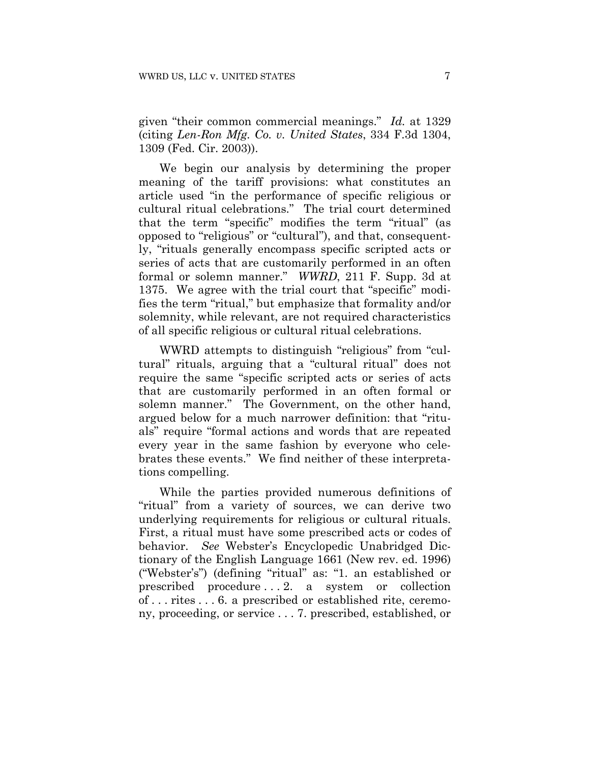given "their common commercial meanings." *Id.* at 1329 (citing *Len-Ron Mfg. Co. v. United States*, 334 F.3d 1304, 1309 (Fed. Cir. 2003)).

We begin our analysis by determining the proper meaning of the tariff provisions: what constitutes an article used "in the performance of specific religious or cultural ritual celebrations." The trial court determined that the term "specific" modifies the term "ritual" (as opposed to "religious" or "cultural"), and that, consequently, "rituals generally encompass specific scripted acts or series of acts that are customarily performed in an often formal or solemn manner." *WWRD*, 211 F. Supp. 3d at 1375. We agree with the trial court that "specific" modifies the term "ritual," but emphasize that formality and/or solemnity, while relevant, are not required characteristics of all specific religious or cultural ritual celebrations.

WWRD attempts to distinguish "religious" from "cultural" rituals, arguing that a "cultural ritual" does not require the same "specific scripted acts or series of acts that are customarily performed in an often formal or solemn manner." The Government, on the other hand, argued below for a much narrower definition: that "rituals" require "formal actions and words that are repeated every year in the same fashion by everyone who celebrates these events." We find neither of these interpretations compelling.

While the parties provided numerous definitions of "ritual" from a variety of sources, we can derive two underlying requirements for religious or cultural rituals. First, a ritual must have some prescribed acts or codes of behavior. *See* Webster's Encyclopedic Unabridged Dictionary of the English Language 1661 (New rev. ed. 1996) ("Webster's") (defining "ritual" as: "1. an established or prescribed procedure . . . 2. a system or collection of . . . rites . . . 6. a prescribed or established rite, ceremony, proceeding, or service . . . 7. prescribed, established, or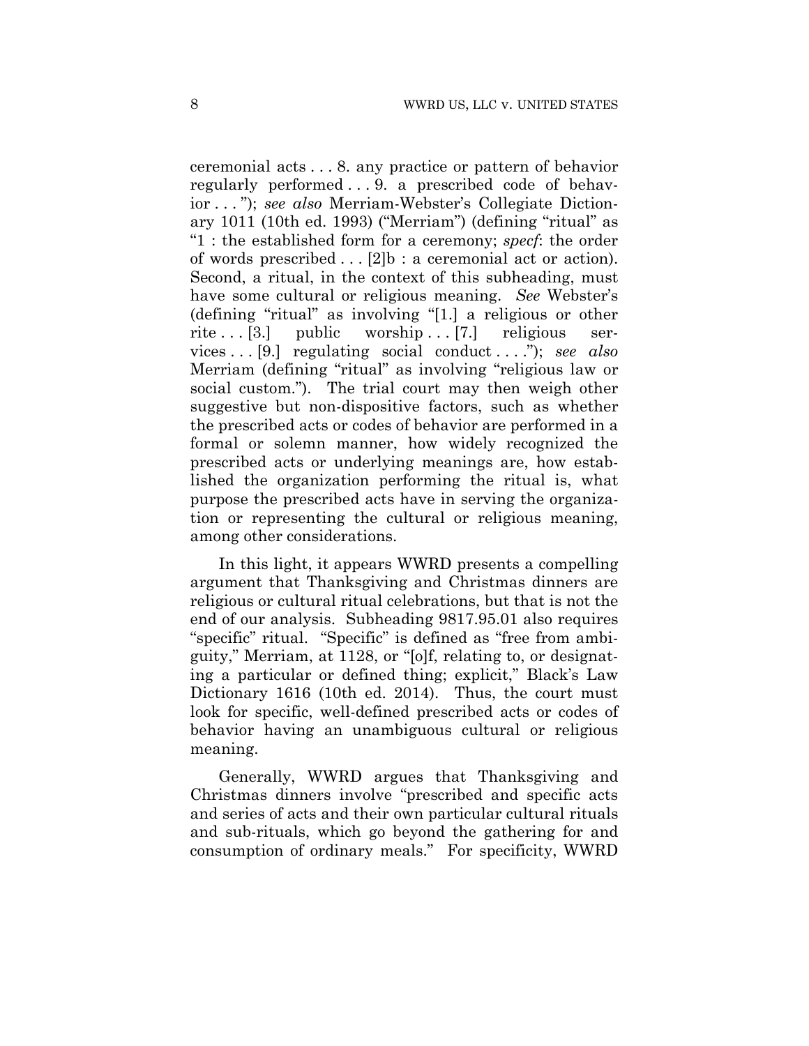ceremonial acts . . . 8. any practice or pattern of behavior regularly performed . . . 9. a prescribed code of behavior . . . "); *see also* Merriam-Webster's Collegiate Dictionary 1011 (10th ed. 1993) ("Merriam") (defining "ritual" as "1 : the established form for a ceremony; *specf*: the order of words prescribed . . . [2]b : a ceremonial act or action). Second, a ritual, in the context of this subheading, must have some cultural or religious meaning. *See* Webster's (defining "ritual" as involving "[1.] a religious or other rite . . . [3.] public worship . . . [7.] religious services . . . [9.] regulating social conduct . . . ."); *see also* Merriam (defining "ritual" as involving "religious law or social custom."). The trial court may then weigh other suggestive but non-dispositive factors, such as whether the prescribed acts or codes of behavior are performed in a formal or solemn manner, how widely recognized the prescribed acts or underlying meanings are, how established the organization performing the ritual is, what purpose the prescribed acts have in serving the organization or representing the cultural or religious meaning, among other considerations.

In this light, it appears WWRD presents a compelling argument that Thanksgiving and Christmas dinners are religious or cultural ritual celebrations, but that is not the end of our analysis. Subheading 9817.95.01 also requires "specific" ritual. "Specific" is defined as "free from ambiguity," Merriam, at 1128, or "[o]f, relating to, or designating a particular or defined thing; explicit," Black's Law Dictionary 1616 (10th ed. 2014). Thus, the court must look for specific, well-defined prescribed acts or codes of behavior having an unambiguous cultural or religious meaning.

Generally, WWRD argues that Thanksgiving and Christmas dinners involve "prescribed and specific acts and series of acts and their own particular cultural rituals and sub-rituals, which go beyond the gathering for and consumption of ordinary meals." For specificity, WWRD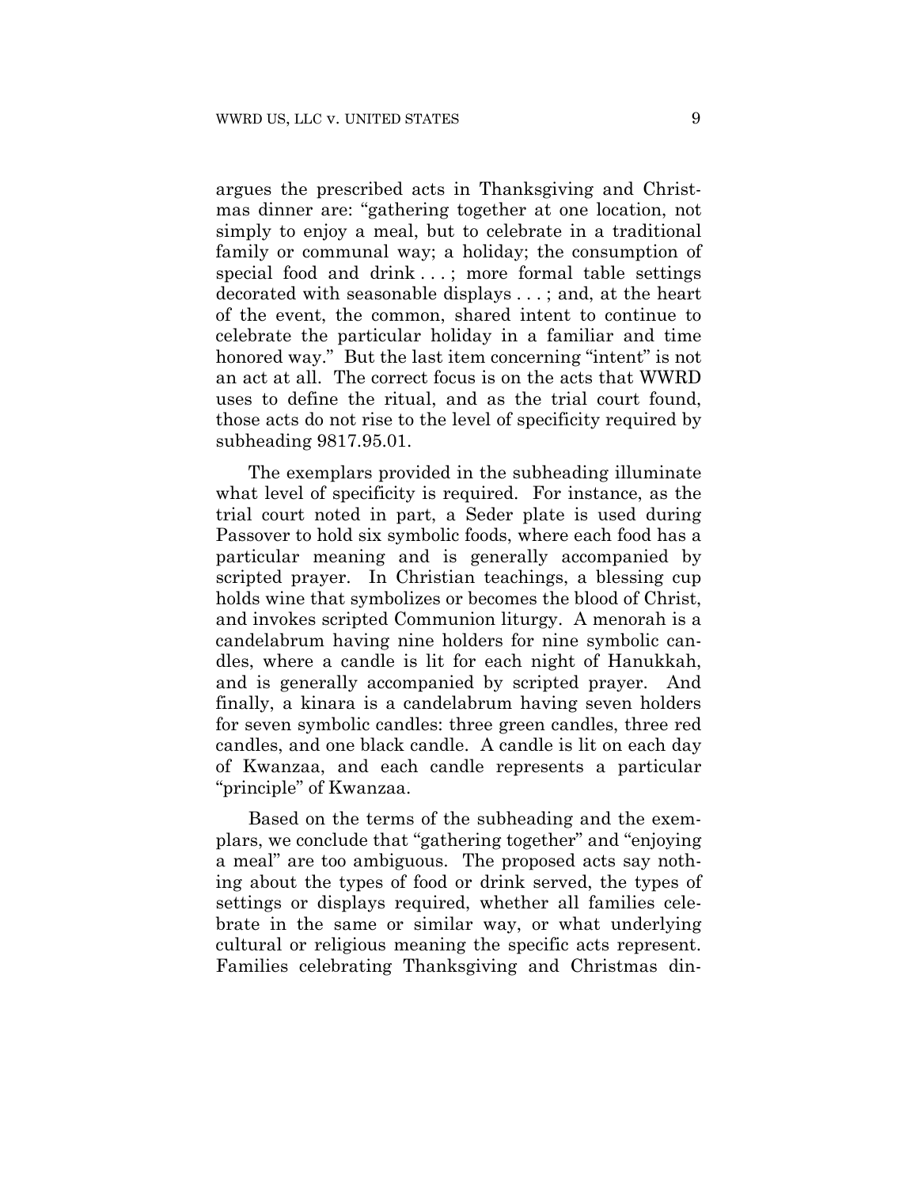argues the prescribed acts in Thanksgiving and Christmas dinner are: "gathering together at one location, not simply to enjoy a meal, but to celebrate in a traditional family or communal way; a holiday; the consumption of special food and drink . . . ; more formal table settings decorated with seasonable displays . . . ; and, at the heart of the event, the common, shared intent to continue to celebrate the particular holiday in a familiar and time honored way." But the last item concerning "intent" is not an act at all. The correct focus is on the acts that WWRD uses to define the ritual, and as the trial court found, those acts do not rise to the level of specificity required by subheading 9817.95.01.

The exemplars provided in the subheading illuminate what level of specificity is required. For instance, as the trial court noted in part, a Seder plate is used during Passover to hold six symbolic foods, where each food has a particular meaning and is generally accompanied by scripted prayer. In Christian teachings, a blessing cup holds wine that symbolizes or becomes the blood of Christ, and invokes scripted Communion liturgy. A menorah is a candelabrum having nine holders for nine symbolic candles, where a candle is lit for each night of Hanukkah, and is generally accompanied by scripted prayer. And finally, a kinara is a candelabrum having seven holders for seven symbolic candles: three green candles, three red candles, and one black candle. A candle is lit on each day of Kwanzaa, and each candle represents a particular "principle" of Kwanzaa.

Based on the terms of the subheading and the exemplars, we conclude that "gathering together" and "enjoying a meal" are too ambiguous. The proposed acts say nothing about the types of food or drink served, the types of settings or displays required, whether all families celebrate in the same or similar way, or what underlying cultural or religious meaning the specific acts represent. Families celebrating Thanksgiving and Christmas din-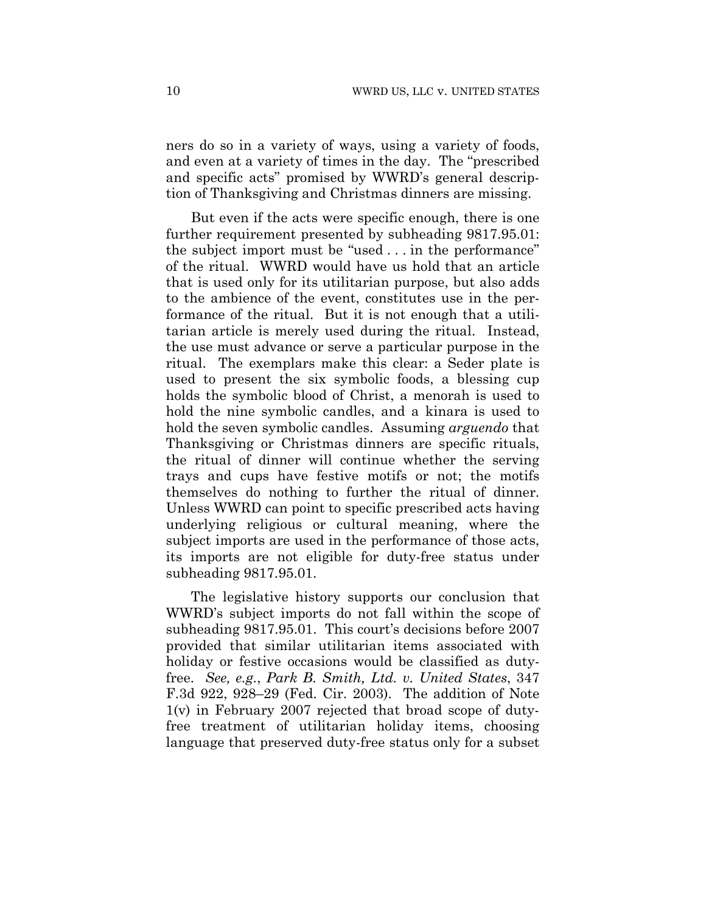ners do so in a variety of ways, using a variety of foods, and even at a variety of times in the day. The "prescribed and specific acts" promised by WWRD's general description of Thanksgiving and Christmas dinners are missing.

But even if the acts were specific enough, there is one further requirement presented by subheading 9817.95.01: the subject import must be "used . . . in the performance" of the ritual. WWRD would have us hold that an article that is used only for its utilitarian purpose, but also adds to the ambience of the event, constitutes use in the performance of the ritual. But it is not enough that a utilitarian article is merely used during the ritual. Instead, the use must advance or serve a particular purpose in the ritual. The exemplars make this clear: a Seder plate is used to present the six symbolic foods, a blessing cup holds the symbolic blood of Christ, a menorah is used to hold the nine symbolic candles, and a kinara is used to hold the seven symbolic candles. Assuming *arguendo* that Thanksgiving or Christmas dinners are specific rituals, the ritual of dinner will continue whether the serving trays and cups have festive motifs or not; the motifs themselves do nothing to further the ritual of dinner. Unless WWRD can point to specific prescribed acts having underlying religious or cultural meaning, where the subject imports are used in the performance of those acts, its imports are not eligible for duty-free status under subheading 9817.95.01.

The legislative history supports our conclusion that WWRD's subject imports do not fall within the scope of subheading 9817.95.01. This court's decisions before 2007 provided that similar utilitarian items associated with holiday or festive occasions would be classified as duty-free. *See, e.g.*, *Park B. Smith, Ltd. v. United States*, 347 F.3d 922, 928–29 (Fed. Cir. 2003). The addition of Note 1(v) in February 2007 rejected that broad scope of duty-free treatment of utilitarian holiday items, choosing language that preserved duty-free status only for a subset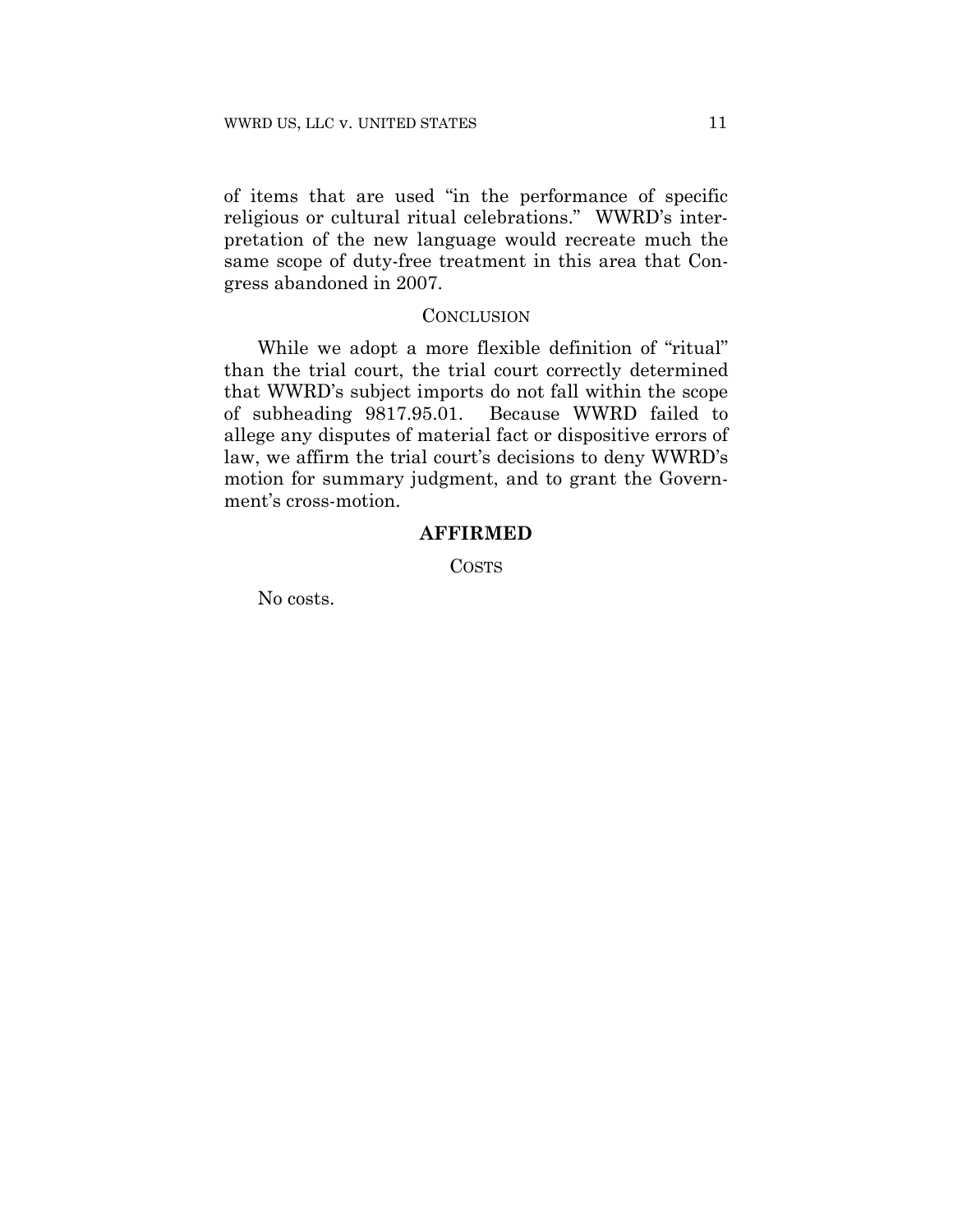of items that are used "in the performance of specific religious or cultural ritual celebrations." WWRD's interpretation of the new language would recreate much the same scope of duty-free treatment in this area that Congress abandoned in 2007.

## CONCLUSION

While we adopt a more flexible definition of "ritual" than the trial court, the trial court correctly determined that WWRD's subject imports do not fall within the scope of subheading 9817.95.01. Because WWRD failed to allege any disputes of material fact or dispositive errors of law, we affirm the trial court's decisions to deny WWRD's motion for summary judgment, and to grant the Government's cross-motion.

**AFFIRMED**

## COSTS

No costs.